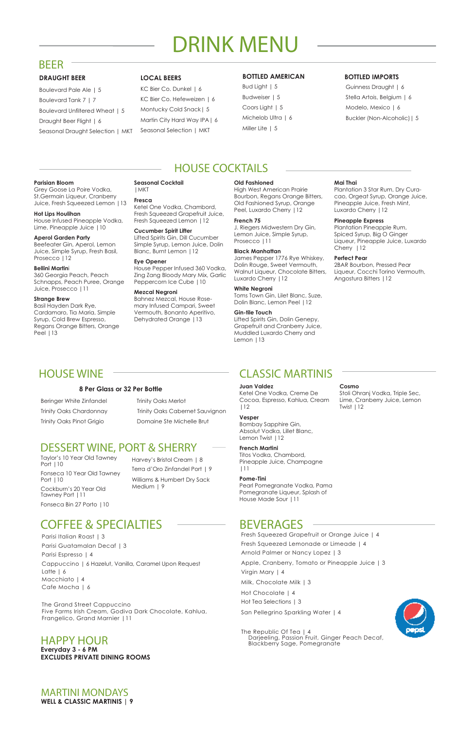# DRINK MENU

## BEER

### DRAUGHT BEER

Boulevard Pale Ale | 5
Boulevard Tank 7 | 7
Boulevard Unfiltered Wheat | 5
Draught Beer Flight | 6
Seasonal Draught Selection | MKT

### LOCAL BEERS

KC Bier Co. Dunkel | 6
KC Bier Co. Hefeweizen | 6
Montucky Cold Snack| 5
Martin City Hard Way IPA | 6
Seasonal Selection | MKT

### BOTTLED AMERICAN

Bud Light | 5
Budweiser | 5
Coors Light | 5
Michelob Ultra | 6
Miller Lite | 5

### BOTTLED IMPORTS

Guinness Draught | 6
Stella Artois, Belgium | 6
Modelo, Mexico | 6
Buckler (Non-Alcoholic) | 5

## HOUSE COCKTAILS

**Parisian Bloom**
Grey Goose La Poire Vodka, St.Germain Liqueur, Cranberry Juice, Fresh Squeezed Lemon | 13

**Hot Lips Houlihan**
House Infused Pineapple Vodka, Lime, Pineapple Juice | 10

**Aperol Garden Party**
Beefeater Gin, Aperol, Lemon Juice, Simple Syrup, Fresh Basil, Prosecco | 12

**Bellini Martini**
360 Georgia Peach, Peach Schnapps, Peach Puree, Orange Juice, Prosecco | 11

**Strange Brew**
Basil Hayden Dark Rye, Cardamaro, Tia Maria, Simple Syrup, Cold Brew Espresso, Regans Orange Bitters, Orange Peel | 13

**Seasonal Cocktail**
| MKT

**Fresca**
Ketel One Vodka, Chambord, Fresh Squeezed Grapefruit Juice, Fresh Squeezed Lemon | 12

**Cucumber Spirit Lifter**
Lifted Spirits Gin, Dill Cucumber Simple Syrup, Lemon Juice, Dolin Blanc, Burnt Lemon | 12

**Eye Opener**
House Pepper Infused 360 Vodka, Zing Zang Bloody Mary Mix, Garlic Peppercorn Ice Cube | 10

**Mezcal Negroni**
Bahnez Mezcal, House Rosemary Infused Campari, Sweet Vermouth, Bonanto Aperitivo, Dehydrated Orange | 13

**Old Fashioned**
High West American Prairie Bourbon, Regans Orange Bitters, Old Fashioned Syrup, Orange Peel, Luxardo Cherry | 12

**French 75**
J. Riegers Midwestern Dry Gin, Lemon Juice, Simple Syrup, Prosecco | 11

**Black Manhattan**
James Pepper 1776 Rye Whiskey, Dolin Rouge, Sweet Vermouth, Walnut Liqueur, Chocolate Bitters, Luxardo Cherry | 12

**White Negroni**
Toms Town Gin, Lilet Blanc, Suze, Dolin Blanc, Lemon Peel | 12

**Gin-tile Touch**
Lifted Spirits Gin, Dolin Genepy, Grapefruit and Cranberry Juice, Muddled Luxardo Cherry and Lemon | 13

**Mai Thai**
Plantation 3 Star Rum, Dry Curacao, Orgeat Syrup, Orange Juice, Pineapple Juice, Fresh Mint, Luxardo Cherry | 12

**Pineapple Express**
Plantation Pineapple Rum, Spiced Syrup, Big O Ginger Liqueur, Pineapple Juice, Luxardo Cherry | 12

**Perfect Pear**
2BAR Bourbon, Pressed Pear Liqueur, Cocchi Torino Vermouth, Angostura Bitters | 12

## HOUSE WINE

**8 Per Glass or 32 Per Bottle**

Beringer White Zinfandel
Trinity Oaks Chardonnay
Trinity Oaks Pinot Grigio
Trinity Oaks Merlot
Trinity Oaks Cabernet Sauvignon
Domaine Ste Michelle Brut

## DESSERT WINE, PORT & SHERRY

Taylor's 10 Year Old Tawney Port | 10
Fonseca 10 Year Old Tawney Port | 10
Cockburn's 20 Year Old Tawney Port | 11
Fonseca Bin 27 Porto | 10
Harvey's Bristol Cream | 8
Terra d'Oro Zinfandel Port | 9
Williams & Humbert Dry Sack Medium | 9

## CLASSIC MARTINIS

**Juan Valdez**
Ketel One Vodka, Creme De Cocoa, Espresso, Kahlua, Cream | 12

**Vesper**
Bombay Sapphire Gin, Absolut Vodka, Lillet Blanc, Lemon Twist | 12

**French Martini**
Titos Vodka, Chambord, Pineapple Juice, Champagne | 11

**Pome-Tini**
Pearl Pomegranate Vodka, Pama Pomegranate Liqueur, Splash of House Made Sour | 11

**Cosmo**
Stoli Ohranj Vodka, Triple Sec, Lime, Cranberry Juice, Lemon Twist | 12

## COFFEE & SPECIALTIES

Parisi Italian Roast | 3
Parisi Guatamalan Decaf | 3
Parisi Espresso | 4
Cappuccino | 6 Hazelut, Vanilla, Caramel Upon Request
Latte | 6
Macchiato | 4
Cafe Mocha | 6

The Grand Street Cappuccino
Five Farms Irish Cream, Godiva Dark Chocolate, Kahlua, Frangelico, Grand Marnier | 11

## BEVERAGES

Fresh Squeezed Grapefruit or Orange Juice | 4
Fresh Squeezed Lemonade or Limeade | 4
Arnold Palmer or Nancy Lopez | 3
Apple, Cranberry, Tomato or Pineapple Juice | 3
Virgin Mary | 4
Milk, Chocolate Milk | 3
Hot Chocolate | 4
Hot Tea Selections | 3
San Pellegrino Sparkling Water | 4

The Republic Of Tea | 4
Darjeeling, Passion Fruit, Ginger Peach Decaf, Blackberry Sage, Pomegranate

pepsi

## HAPPY HOUR

**Everyday 3 - 6 PM**
**EXCLUDES PRIVATE DINING ROOMS**

## MARTINI MONDAYS

**WELL & CLASSIC MARTINIS | 9**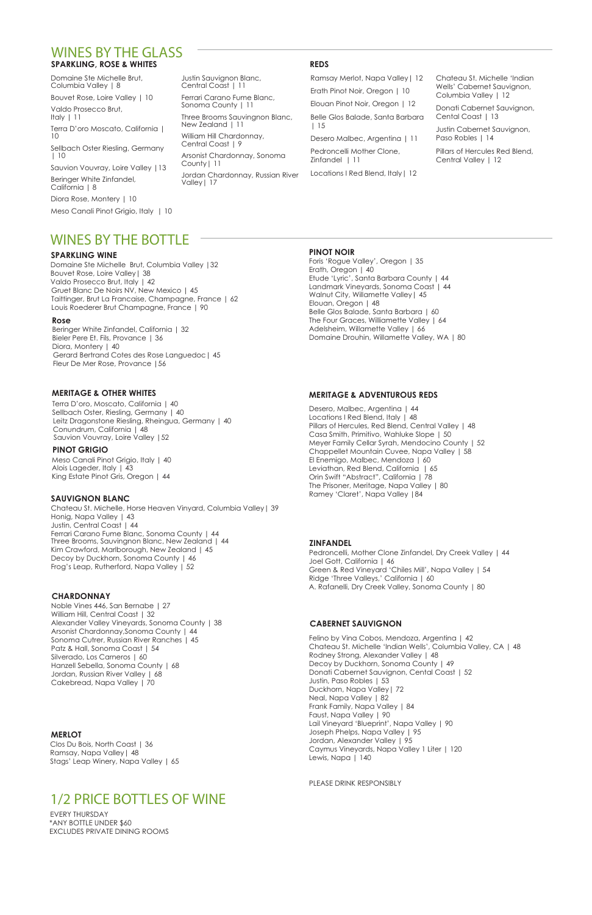# WINES BY THE GLASS

## SPARKLING, ROSE & WHITES

Domaine Ste Michelle Brut, Columbia Valley | 8

Bouvet Rose, Loire Valley | 10

Valdo Prosecco Brut, Italy | 11

Terra D'oro Moscato, California | 10

Sellbach Oster Riesling, Germany | 10

Sauvion Vouvray, Loire Valley |13

Beringer White Zinfandel, California | 8

Diora Rose, Montery | 10

Meso Canali Pinot Grigio, Italy | 10

Justin Sauvignon Blanc, Central Coast | 11

Ferrari Carano Fume Blanc, Sonoma County | 11

Three Brooms Sauvignon Blanc, New Zealand | 11

William Hill Chardonnay, Central Coast | 9

Arsonist Chardonnay, Sonoma County| 11

Jordan Chardonnay, Russian River Valley| 17

## REDS

Ramsay Merlot, Napa Valley| 12

Erath Pinot Noir, Oregon | 10

Elouan Pinot Noir, Oregon | 12

Belle Glos Balade, Santa Barbara | 15

Desero Malbec, Argentina | 11

Pedroncelli Mother Clone, Zinfandel | 11

Locations I Red Blend, Italy| 12

Chateau St. Michelle 'Indian Wells' Cabernet Sauvignon, Columbia Valley | 12

Donati Cabernet Sauvignon, Cental Coast | 13

Justin Cabernet Sauvignon, Paso Robles | 14

Pillars of Hercules Red Blend, Central Valley | 12

# WINES BY THE BOTTLE

## SPARKLING WINE

Domaine Ste Michelle Brut, Columbia Valley |32
Bouvet Rose, Loire Valley| 38
Valdo Prosecco Brut, Italy | 42
Gruet Blanc De Noirs NV, New Mexico | 45
Taittinger, Brut La Francaise, Champagne, France | 62
Louis Roederer Brut Champagne, France | 90

## Rose

Beringer White Zinfandel, California | 32
Bieler Pere Et. Fils, Provance | 36
Diora, Montery | 40
Gerard Bertrand Cotes des Rose Languedoc| 45
Fleur De Mer Rose, Provance |56

## MERITAGE & OTHER WHITES

Terra D'oro, Moscato, California | 40
Sellbach Oster, Riesling, Germany | 40
Leitz Dragonstone Riesling, Rheingua, Germany | 40
Conundrum, California | 48
Sauvion Vouvray, Loire Valley |52

## PINOT GRIGIO

Meso Canali Pinot Grigio, Italy | 40
Alois Lageder, Italy | 43
King Estate Pinot Gris, Oregon | 44

## SAUVIGNON BLANC

Chateau St. Michelle, Horse Heaven Vinyard, Columbia Valley| 39
Honig, Napa Valley | 43
Justin, Central Coast | 44
Ferrari Carano Fume Blanc, Sonoma County | 44
Three Brooms, Sauvignon Blanc, New Zealand | 44
Kim Crawford, Marlborough, New Zealand | 45
Decoy by Duckhorn, Sonoma County | 46
Frog's Leap, Rutherford, Napa Valley | 52

## CHARDONNAY

Noble Vines 446, San Bernabe | 27
William Hill, Central Coast | 32
Alexander Valley Vineyards, Sonoma County | 38
Arsonist Chardonnay,Sonoma County | 44
Sonoma Cutrer, Russian River Ranches | 45
Patz & Hall, Sonoma Coast | 54
Silverado, Los Carneros | 60
Hanzell Sebella, Sonoma County | 68
Jordan, Russian River Valley | 68
Cakebread, Napa Valley | 70

## MERLOT

Clos Du Bois, North Coast | 36
Ramsay, Napa Valley| 48
Stags' Leap Winery, Napa Valley | 65

## PINOT NOIR

Foris 'Rogue Valley', Oregon | 35
Erath, Oregon | 40
Etude 'Lyric', Santa Barbara County | 44
Landmark Vineyards, Sonoma Coast | 44
Walnut City, Willamette Valley| 45
Elouan, Oregon | 48
Belle Glos Balade, Santa Barbara | 60
The Four Graces, Williamette Valley | 64
Adelsheim, Willamette Valley | 66
Domaine Drouhin, Willamette Valley, WA | 80

## MERITAGE & ADVENTUROUS REDS

Desero, Malbec, Argentina | 44
Locations I Red Blend, Italy | 48
Pillars of Hercules, Red Blend, Central Valley | 48
Casa Smith, Primitivo, Wahluke Slope | 50
Meyer Family Cellar Syrah, Mendocino County | 52
Chappellet Mountain Cuvee, Napa Valley | 58
El Enemigo, Malbec, Mendoza | 60
Leviathan, Red Blend, California | 65
Orin Swift "Abstract", California | 78
The Prisoner, Meritage, Napa Valley | 80
Ramey 'Claret', Napa Valley |84

## ZINFANDEL

Pedroncelli, Mother Clone Zinfandel, Dry Creek Valley | 44
Joel Gott, California | 46
Green & Red Vineyard 'Chiles Mill', Napa Valley | 54
Ridge 'Three Valleys,' California | 60
A. Rafanelli, Dry Creek Valley, Sonoma County | 80

## CABERNET SAUVIGNON

Felino by Vina Cobos, Mendoza, Argentina | 42
Chateau St. Michelle 'Indian Wells', Columbia Valley, CA | 48
Rodney Strong, Alexander Valley | 48
Decoy by Duckhorn, Sonoma County | 49
Donati Cabernet Sauvignon, Cental Coast | 52
Justin, Paso Robles | 53
Duckhorn, Napa Valley| 72
Neal, Napa Valley | 82
Frank Family, Napa Valley | 84
Faust, Napa Valley | 90
Lail Vineyard 'Blueprint', Napa Valley | 90
Joseph Phelps, Napa Valley | 95
Jordan, Alexander Valley | 95
Caymus Vineyards, Napa Valley 1 Liter | 120
Lewis, Napa | 140

PLEASE DRINK RESPONSIBLY

# 1/2 PRICE BOTTLES OF WINE

EVERY THURSDAY
*ANY BOTTLE UNDER $60
EXCLUDES PRIVATE DINING ROOMS